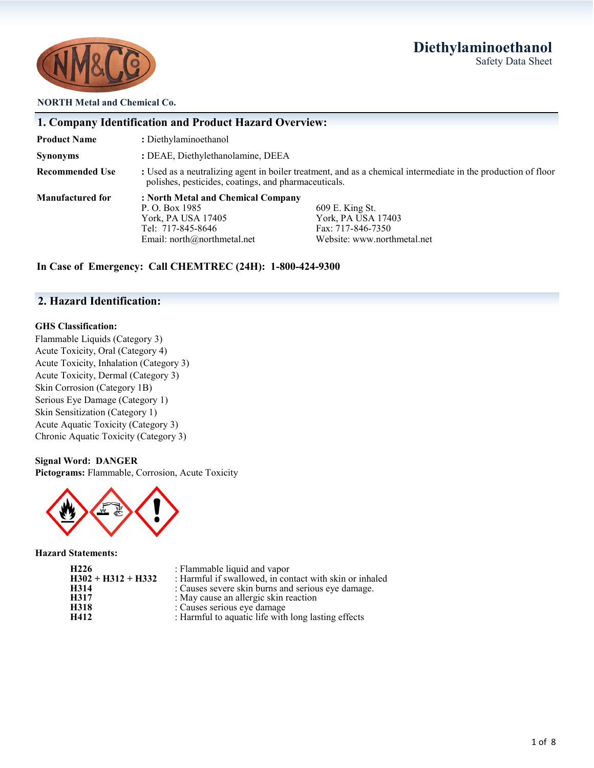**NORTH Metal and Chemical Co.**

# Diethylaminoethanol

Safety Data Sheet

## 1. Company Identification and Product Hazard Overview:

**Product Name** : Diethylaminoethanol

**Synonyms** : DEAE, Diethylethanolamine, DEEA

**Recommended Use** : Used as a neutralizing agent in boiler treatment, and as a chemical intermediate in the production of floor polishes, pesticides, coatings, and pharmaceuticals.

**Manufactured for** : **North Metal and Chemical Company**

P. O. Box 1985
York, PA USA 17405
Tel: 717-845-8646
Email: north@northmetal.net

609 E. King St.
York, PA USA 17403
Fax: 717-846-7350
Website: www.northmetal.net

**In Case of Emergency: Call CHEMTREC (24H): 1-800-424-9300**

## 2. Hazard Identification:

**GHS Classification:**

Flammable Liquids (Category 3)
Acute Toxicity, Oral (Category 4)
Acute Toxicity, Inhalation (Category 3)
Acute Toxicity, Dermal (Category 3)
Skin Corrosion (Category 1B)
Serious Eye Damage (Category 1)
Skin Sensitization (Category 1)
Acute Aquatic Toxicity (Category 3)
Chronic Aquatic Toxicity (Category 3)

**Signal Word: DANGER**
**Pictograms:** Flammable, Corrosion, Acute Toxicity

**Hazard Statements:**

| | |
|---|---|
| **H226** | : Flammable liquid and vapor |
| **H302 + H312 + H332** | : Harmful if swallowed, in contact with skin or inhaled |
| **H314** | : Causes severe skin burns and serious eye damage. |
| **H317** | : May cause an allergic skin reaction |
| **H318** | : Causes serious eye damage |
| **H412** | : Harmful to aquatic life with long lasting effects |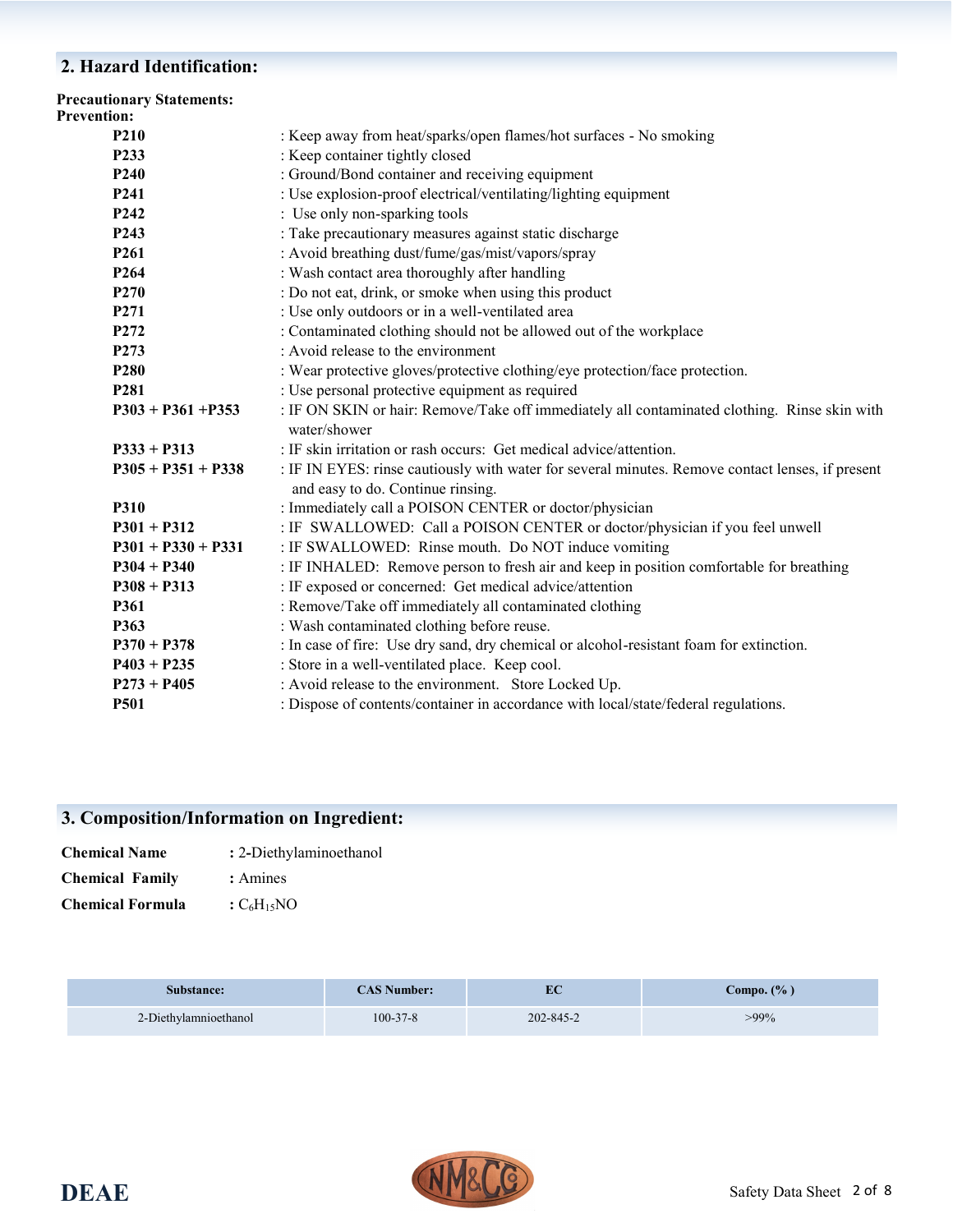## 2. Hazard Identification:

**Precautionary Statements:**
**Prevention:**

| | |
|---|---|
| **P210** | : Keep away from heat/sparks/open flames/hot surfaces - No smoking |
| **P233** | : Keep container tightly closed |
| **P240** | : Ground/Bond container and receiving equipment |
| **P241** | : Use explosion-proof electrical/ventilating/lighting equipment |
| **P242** | : Use only non-sparking tools |
| **P243** | : Take precautionary measures against static discharge |
| **P261** | : Avoid breathing dust/fume/gas/mist/vapors/spray |
| **P264** | : Wash contact area thoroughly after handling |
| **P270** | : Do not eat, drink, or smoke when using this product |
| **P271** | : Use only outdoors or in a well-ventilated area |
| **P272** | : Contaminated clothing should not be allowed out of the workplace |
| **P273** | : Avoid release to the environment |
| **P280** | : Wear protective gloves/protective clothing/eye protection/face protection. |
| **P281** | : Use personal protective equipment as required |
| **P303 + P361 +P353** | : IF ON SKIN or hair: Remove/Take off immediately all contaminated clothing. Rinse skin with water/shower |
| **P333 + P313** | : IF skin irritation or rash occurs: Get medical advice/attention. |
| **P305 + P351 + P338** | : IF IN EYES: rinse cautiously with water for several minutes. Remove contact lenses, if present and easy to do. Continue rinsing. |
| **P310** | : Immediately call a POISON CENTER or doctor/physician |
| **P301 + P312** | : IF SWALLOWED: Call a POISON CENTER or doctor/physician if you feel unwell |
| **P301 + P330 + P331** | : IF SWALLOWED: Rinse mouth. Do NOT induce vomiting |
| **P304 + P340** | : IF INHALED: Remove person to fresh air and keep in position comfortable for breathing |
| **P308 + P313** | : IF exposed or concerned: Get medical advice/attention |
| **P361** | : Remove/Take off immediately all contaminated clothing |
| **P363** | : Wash contaminated clothing before reuse. |
| **P370 + P378** | : In case of fire: Use dry sand, dry chemical or alcohol-resistant foam for extinction. |
| **P403 + P235** | : Store in a well-ventilated place. Keep cool. |
| **P273 + P405** | : Avoid release to the environment. Store Locked Up. |
| **P501** | : Dispose of contents/container in accordance with local/state/federal regulations. |

## 3. Composition/Information on Ingredient:

**Chemical Name** : 2-Diethylaminoethanol

**Chemical Family** : Amines

**Chemical Formula** : $C_6H_{15}NO$

| Substance: | CAS Number: | EC | Compo. (% ) |
|---|---|---|---|
| 2-Diethylamnioethanol | 100-37-8 | 202-845-2 | >99% |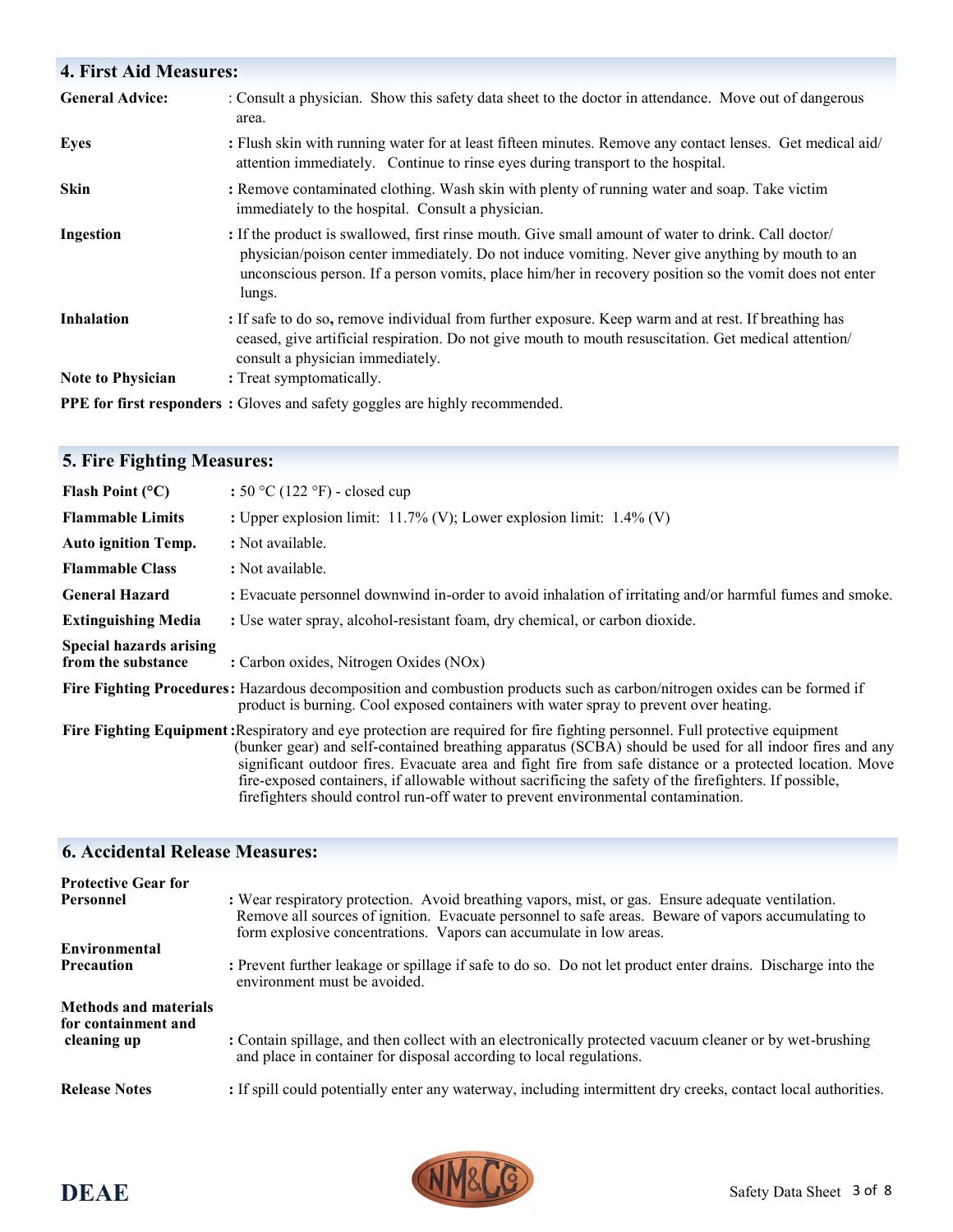## 4. First Aid Measures:

| | |
|---|---|
| **General Advice:** | : Consult a physician. Show this safety data sheet to the doctor in attendance. Move out of dangerous area. |
| **Eyes** | **:** Flush skin with running water for at least fifteen minutes. Remove any contact lenses. Get medical aid/ attention immediately. Continue to rinse eyes during transport to the hospital. |
| **Skin** | **:** Remove contaminated clothing. Wash skin with plenty of running water and soap. Take victim immediately to the hospital. Consult a physician. |
| **Ingestion** | **:** If the product is swallowed, first rinse mouth. Give small amount of water to drink. Call doctor/ physician/poison center immediately. Do not induce vomiting. Never give anything by mouth to an unconscious person. If a person vomits, place him/her in recovery position so the vomit does not enter lungs. |
| **Inhalation** | **:** If safe to do so**,** remove individual from further exposure. Keep warm and at rest. If breathing has ceased, give artificial respiration. Do not give mouth to mouth resuscitation. Get medical attention/ consult a physician immediately. |
| **Note to Physician** | **:** Treat symptomatically. |
| **PPE for first responders** | **:** Gloves and safety goggles are highly recommended. |

## 5. Fire Fighting Measures:

| | |
|---|---|
| **Flash Point (°C)** | **:** 50 °C (122 °F) - closed cup |
| **Flammable Limits** | **:** Upper explosion limit: 11.7% (V); Lower explosion limit: 1.4% (V) |
| **Auto ignition Temp.** | **:** Not available. |
| **Flammable Class** | **:** Not available. |
| **General Hazard** | **:** Evacuate personnel downwind in-order to avoid inhalation of irritating and/or harmful fumes and smoke. |
| **Extinguishing Media** | **:** Use water spray, alcohol-resistant foam, dry chemical, or carbon dioxide. |
| **Special hazards arising from the substance** | **:** Carbon oxides, Nitrogen Oxides (NOx) |
| **Fire Fighting Procedures** | **:** Hazardous decomposition and combustion products such as carbon/nitrogen oxides can be formed if product is burning. Cool exposed containers with water spray to prevent over heating. |
| **Fire Fighting Equipment** | **:** Respiratory and eye protection are required for fire fighting personnel. Full protective equipment (bunker gear) and self-contained breathing apparatus (SCBA) should be used for all indoor fires and any significant outdoor fires. Evacuate area and fight fire from safe distance or a protected location. Move fire-exposed containers, if allowable without sacrificing the safety of the firefighters. If possible, firefighters should control run-off water to prevent environmental contamination. |

## 6. Accidental Release Measures:

| | |
|---|---|
| **Protective Gear for Personnel** | **:** Wear respiratory protection. Avoid breathing vapors, mist, or gas. Ensure adequate ventilation. Remove all sources of ignition. Evacuate personnel to safe areas. Beware of vapors accumulating to form explosive concentrations. Vapors can accumulate in low areas. |
| **Environmental Precaution** | **:** Prevent further leakage or spillage if safe to do so. Do not let product enter drains. Discharge into the environment must be avoided. |
| **Methods and materials for containment and cleaning up** | **:** Contain spillage, and then collect with an electronically protected vacuum cleaner or by wet-brushing and place in container for disposal according to local regulations. |
| **Release Notes** | **:** If spill could potentially enter any waterway, including intermittent dry creeks, contact local authorities. |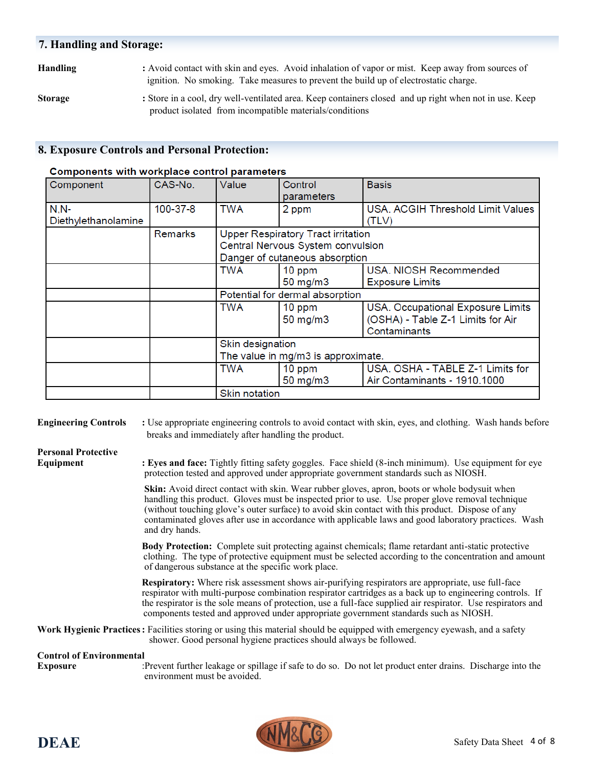## 7. Handling and Storage:

**Handling** : Avoid contact with skin and eyes. Avoid inhalation of vapor or mist. Keep away from sources of ignition. No smoking. Take measures to prevent the build up of electrostatic charge.

**Storage** : Store in a cool, dry well-ventilated area. Keep containers closed and up right when not in use. Keep product isolated from incompatible materials/conditions

## 8. Exposure Controls and Personal Protection:

**Components with workplace control parameters**

| Component | CAS-No. | Value | Control parameters | Basis |
|---|---|---|---|---|
| N,N-Diethylethanolamine | 100-37-8 | TWA | 2 ppm | USA. ACGIH Threshold Limit Values (TLV) |
| | Remarks | Upper Respiratory Tract irritation<br>Central Nervous System convulsion<br>Danger of cutaneous absorption | | |
| | | TWA | 10 ppm<br>50 mg/m3 | USA. NIOSH Recommended Exposure Limits |
| | | Potential for dermal absorption | | |
| | | TWA | 10 ppm<br>50 mg/m3 | USA. Occupational Exposure Limits (OSHA) - Table Z-1 Limits for Air Contaminants |
| | | Skin designation<br>The value in mg/m3 is approximate. | | |
| | | TWA | 10 ppm<br>50 mg/m3 | USA. OSHA - TABLE Z-1 Limits for Air Contaminants - 1910.1000 |
| | | Skin notation | | |

**Engineering Controls** : Use appropriate engineering controls to avoid contact with skin, eyes, and clothing. Wash hands before breaks and immediately after handling the product.

**Personal Protective Equipment** : **Eyes and face:** Tightly fitting safety goggles. Face shield (8-inch minimum). Use equipment for eye protection tested and approved under appropriate government standards such as NIOSH.

**Skin:** Avoid direct contact with skin. Wear rubber gloves, apron, boots or whole bodysuit when handling this product. Gloves must be inspected prior to use. Use proper glove removal technique (without touching glove's outer surface) to avoid skin contact with this product. Dispose of any contaminated gloves after use in accordance with applicable laws and good laboratory practices. Wash and dry hands.

**Body Protection:** Complete suit protecting against chemicals; flame retardant anti-static protective clothing. The type of protective equipment must be selected according to the concentration and amount of dangerous substance at the specific work place.

**Respiratory:** Where risk assessment shows air-purifying respirators are appropriate, use full-face respirator with multi-purpose combination respirator cartridges as a back up to engineering controls. If the respirator is the sole means of protection, use a full-face supplied air respirator. Use respirators and components tested and approved under appropriate government standards such as NIOSH.

**Work Hygienic Practices** : Facilities storing or using this material should be equipped with emergency eyewash, and a safety shower. Good personal hygiene practices should always be followed.

**Control of Environmental Exposure** : Prevent further leakage or spillage if safe to do so. Do not let product enter drains. Discharge into the environment must be avoided.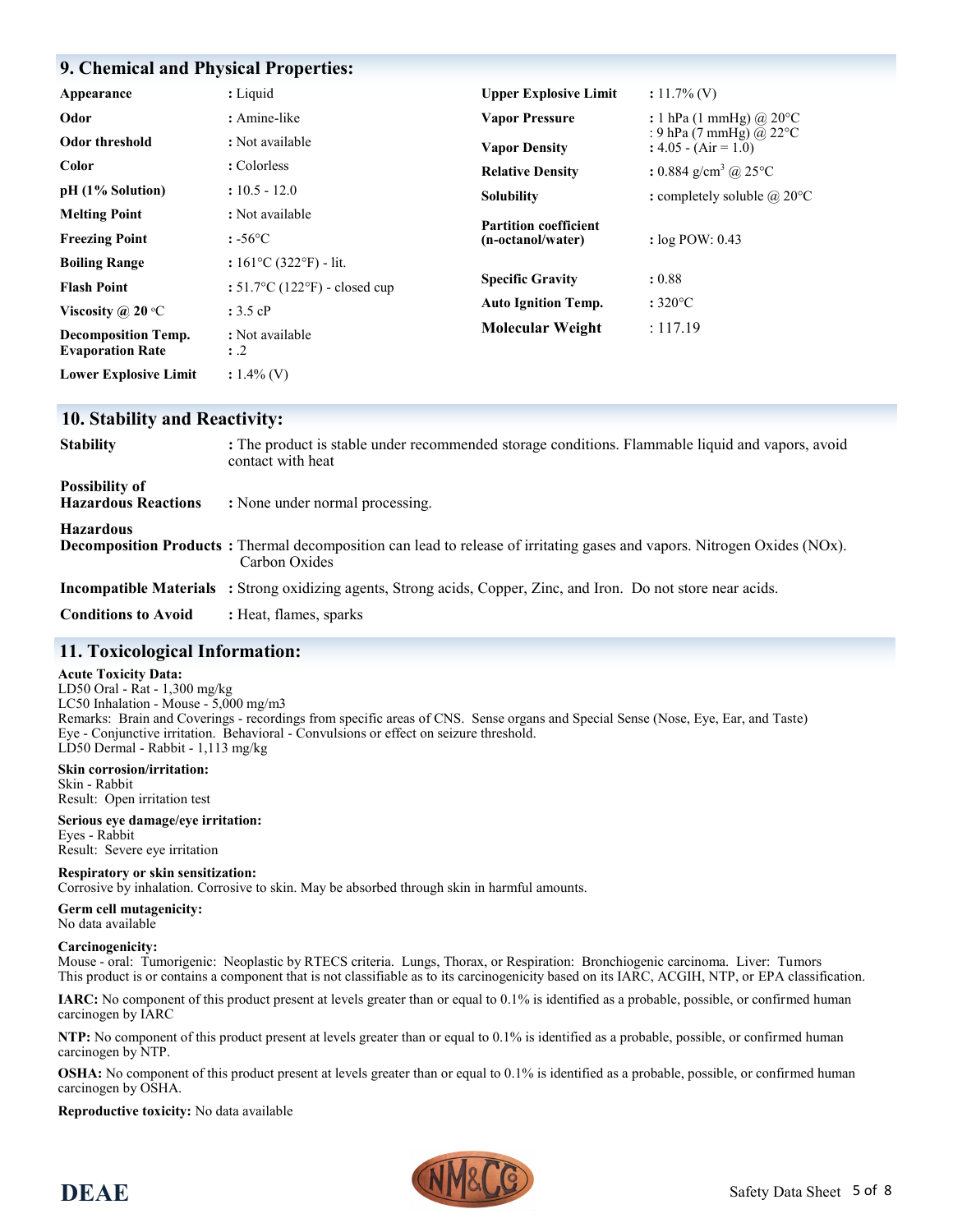## 9. Chemical and Physical Properties:

| Property | Value | Property | Value |
|---|---|---|---|
| **Appearance** | : Liquid | **Upper Explosive Limit** | : 11.7% (V) |
| **Odor** | : Amine-like | **Vapor Pressure** | : 1 hPa (1 mmHg) @ 20°C<br>: 9 hPa (7 mmHg) @ 22°C |
| **Odor threshold** | : Not available | **Vapor Density** | : 4.05 - (Air = 1.0) |
| **Color** | : Colorless | **Relative Density** | : 0.884 g/cm$^3$ @ 25°C |
| **pH (1% Solution)** | : 10.5 - 12.0 | **Solubility** | : completely soluble @ 20°C |
| **Melting Point** | : Not available | **Partition coefficient (n-octanol/water)** | : log POW: 0.43 |
| **Freezing Point** | : -56°C | | |
| **Boiling Range** | : 161°C (322°F) - lit. | | |
| **Flash Point** | : 51.7°C (122°F) - closed cup | **Specific Gravity** | : 0.88 |
| **Viscosity @ 20 °C** | : 3.5 cP | **Auto Ignition Temp.** | : 320°C |
| **Decomposition Temp.** | : Not available | **Molecular Weight** | : 117.19 |
| **Evaporation Rate** | : .2 | | |
| **Lower Explosive Limit** | : 1.4% (V) | | |

## 10. Stability and Reactivity:

**Stability** : The product is stable under recommended storage conditions. Flammable liquid and vapors, avoid contact with heat

**Possibility of Hazardous Reactions** : None under normal processing.

**Hazardous Decomposition Products** : Thermal decomposition can lead to release of irritating gases and vapors. Nitrogen Oxides (NOx). Carbon Oxides

**Incompatible Materials** : Strong oxidizing agents, Strong acids, Copper, Zinc, and Iron. Do not store near acids.

**Conditions to Avoid** : Heat, flames, sparks

## 11. Toxicological Information:

**Acute Toxicity Data:**
LD50 Oral - Rat - 1,300 mg/kg
LC50 Inhalation - Mouse - 5,000 mg/m3
Remarks: Brain and Coverings - recordings from specific areas of CNS. Sense organs and Special Sense (Nose, Eye, Ear, and Taste) Eye - Conjunctive irritation. Behavioral - Convulsions or effect on seizure threshold.
LD50 Dermal - Rabbit - 1,113 mg/kg

**Skin corrosion/irritation:**
Skin - Rabbit
Result: Open irritation test

**Serious eye damage/eye irritation:**
Eyes - Rabbit
Result: Severe eye irritation

**Respiratory or skin sensitization:**
Corrosive by inhalation. Corrosive to skin. May be absorbed through skin in harmful amounts.

**Germ cell mutagenicity:**
No data available

**Carcinogenicity:**
Mouse - oral: Tumorigenic: Neoplastic by RTECS criteria. Lungs, Thorax, or Respiration: Bronchiogenic carcinoma. Liver: Tumors
This product is or contains a component that is not classifiable as to its carcinogenicity based on its IARC, ACGIH, NTP, or EPA classification.

**IARC:** No component of this product present at levels greater than or equal to 0.1% is identified as a probable, possible, or confirmed human carcinogen by IARC

**NTP:** No component of this product present at levels greater than or equal to 0.1% is identified as a probable, possible, or confirmed human carcinogen by NTP.

**OSHA:** No component of this product present at levels greater than or equal to 0.1% is identified as a probable, possible, or confirmed human carcinogen by OSHA.

**Reproductive toxicity:** No data available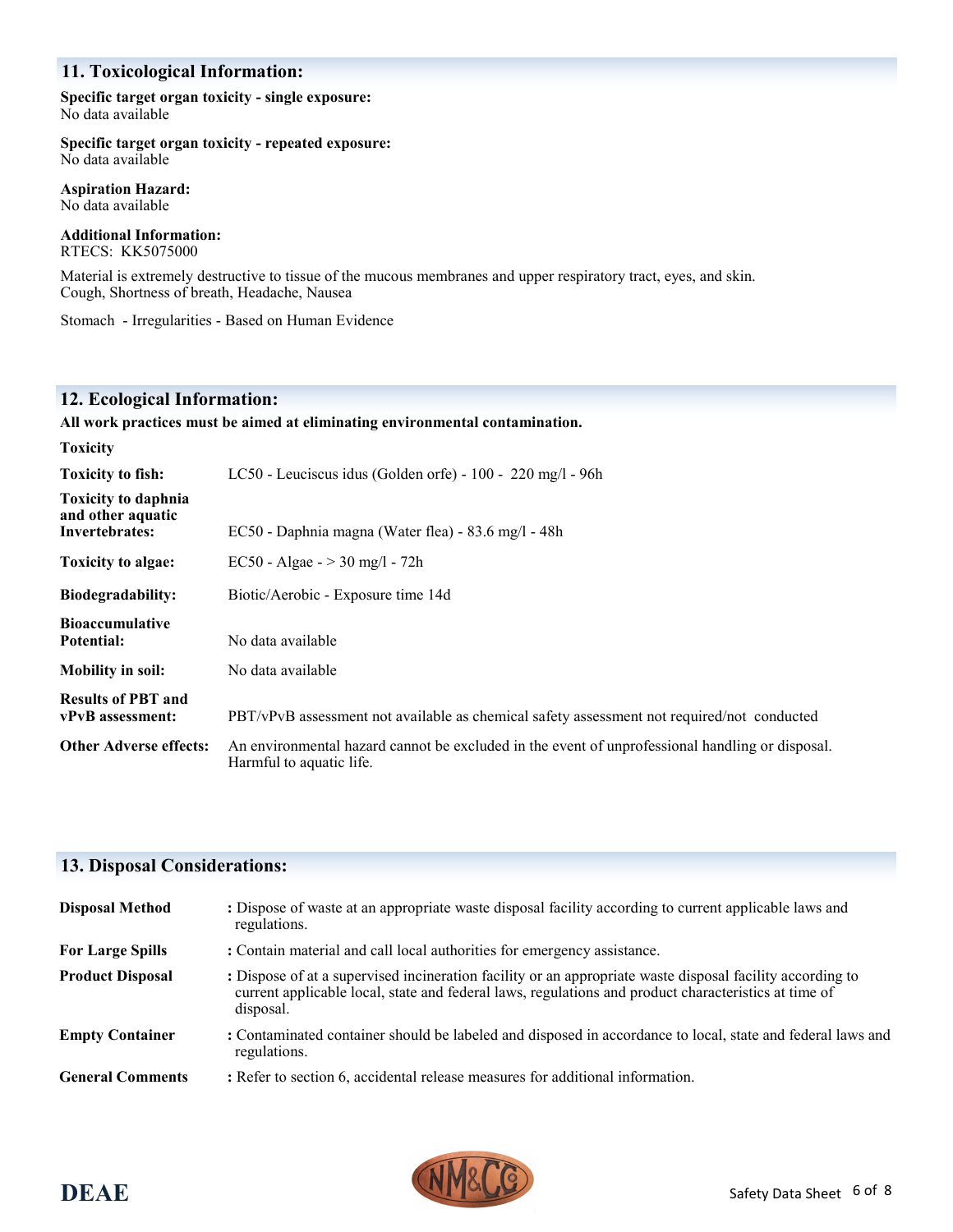## 11. Toxicological Information:

**Specific target organ toxicity - single exposure:**
No data available

**Specific target organ toxicity - repeated exposure:**
No data available

**Aspiration Hazard:**
No data available

**Additional Information:**
RTECS: KK5075000

Material is extremely destructive to tissue of the mucous membranes and upper respiratory tract, eyes, and skin.
Cough, Shortness of breath, Headache, Nausea

Stomach - Irregularities - Based on Human Evidence

## 12. Ecological Information:

**All work practices must be aimed at eliminating environmental contamination.**

**Toxicity**

| | |
|---|---|
| **Toxicity to fish:** | LC50 - Leuciscus idus (Golden orfe) - 100 - 220 mg/l - 96h |
| **Toxicity to daphnia and other aquatic Invertebrates:** | EC50 - Daphnia magna (Water flea) - 83.6 mg/l - 48h |
| **Toxicity to algae:** | EC50 - Algae - > 30 mg/l - 72h |
| **Biodegradability:** | Biotic/Aerobic - Exposure time 14d |
| **Bioaccumulative Potential:** | No data available |
| **Mobility in soil:** | No data available |
| **Results of PBT and vPvB assessment:** | PBT/vPvB assessment not available as chemical safety assessment not required/not conducted |
| **Other Adverse effects:** | An environmental hazard cannot be excluded in the event of unprofessional handling or disposal. Harmful to aquatic life. |

## 13. Disposal Considerations:

| | |
|---|---|
| **Disposal Method** | **:** Dispose of waste at an appropriate waste disposal facility according to current applicable laws and regulations. |
| **For Large Spills** | **:** Contain material and call local authorities for emergency assistance. |
| **Product Disposal** | **:** Dispose of at a supervised incineration facility or an appropriate waste disposal facility according to current applicable local, state and federal laws, regulations and product characteristics at time of disposal. |
| **Empty Container** | **:** Contaminated container should be labeled and disposed in accordance to local, state and federal laws and regulations. |
| **General Comments** | **:** Refer to section 6, accidental release measures for additional information. |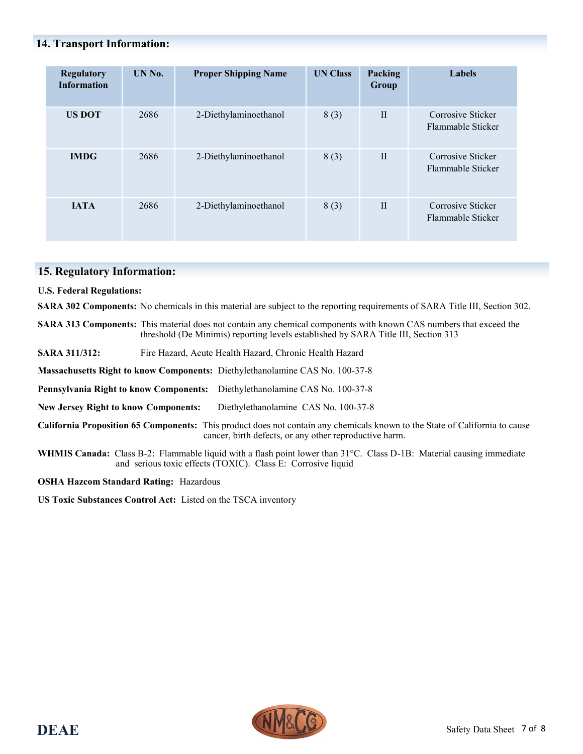## 14. Transport Information:

| Regulatory Information | UN No. | Proper Shipping Name | UN Class | Packing Group | Labels |
|---|---|---|---|---|---|
| **US DOT** | 2686 | 2-Diethylaminoethanol | 8 (3) | II | Corrosive Sticker<br>Flammable Sticker |
| **IMDG** | 2686 | 2-Diethylaminoethanol | 8 (3) | II | Corrosive Sticker<br>Flammable Sticker |
| **IATA** | 2686 | 2-Diethylaminoethanol | 8 (3) | II | Corrosive Sticker<br>Flammable Sticker |

## 15. Regulatory Information:

**U.S. Federal Regulations:**

**SARA 302 Components:** No chemicals in this material are subject to the reporting requirements of SARA Title III, Section 302.

**SARA 313 Components:** This material does not contain any chemical components with known CAS numbers that exceed the threshold (De Minimis) reporting levels established by SARA Title III, Section 313

**SARA 311/312:** Fire Hazard, Acute Health Hazard, Chronic Health Hazard

**Massachusetts Right to know Components:** Diethylethanolamine CAS No. 100-37-8

**Pennsylvania Right to know Components:** Diethylethanolamine CAS No. 100-37-8

**New Jersey Right to know Components:** Diethylethanolamine CAS No. 100-37-8

**California Proposition 65 Components:** This product does not contain any chemicals known to the State of California to cause cancer, birth defects, or any other reproductive harm.

**WHMIS Canada:** Class B-2: Flammable liquid with a flash point lower than 31°C. Class D-1B: Material causing immediate and serious toxic effects (TOXIC). Class E: Corrosive liquid

**OSHA Hazcom Standard Rating:** Hazardous

**US Toxic Substances Control Act:** Listed on the TSCA inventory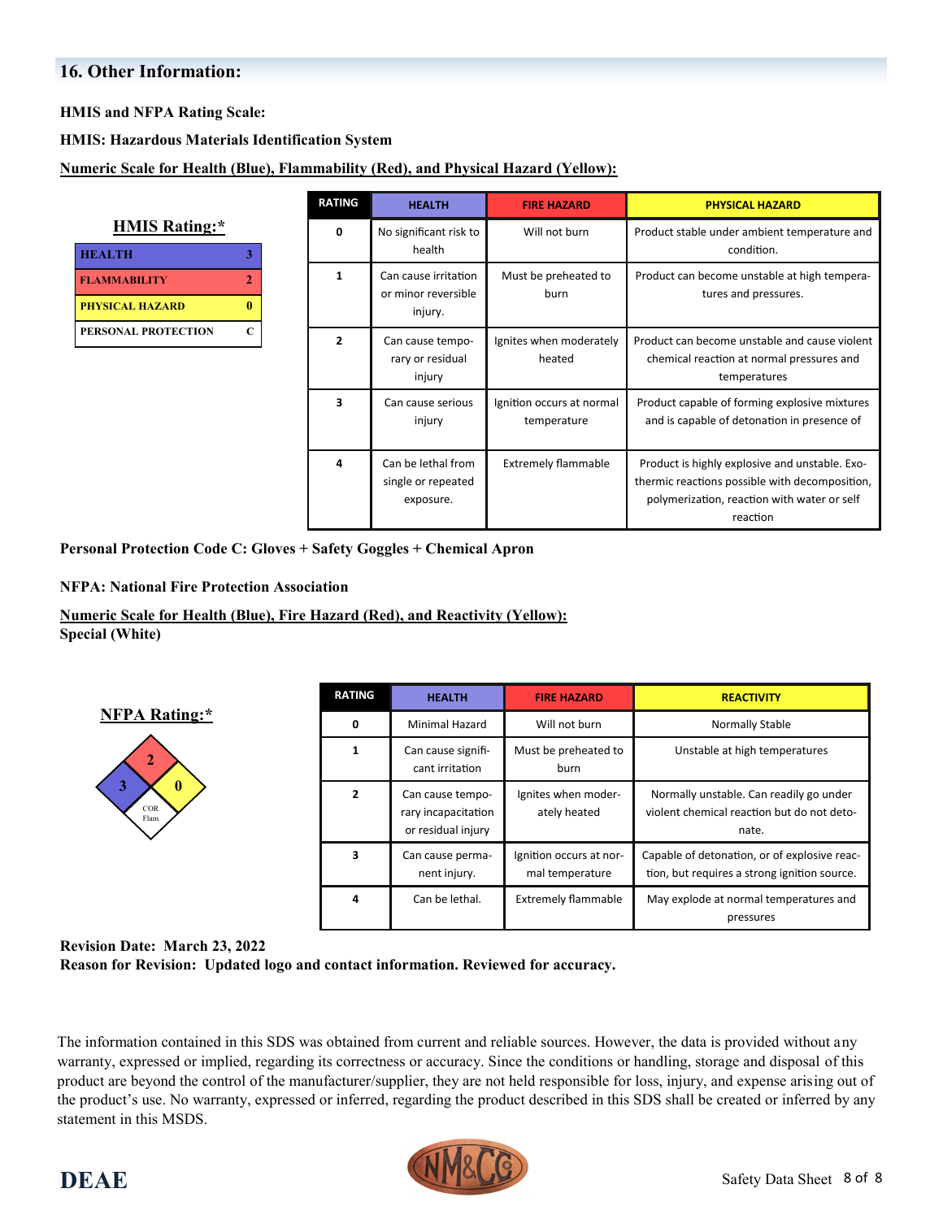## 16. Other Information:

**HMIS and NFPA Rating Scale:**

**HMIS: Hazardous Materials Identification System**

**Numeric Scale for Health (Blue), Flammability (Red), and Physical Hazard (Yellow):**

**HMIS Rating:***

| | |
|---|---|
| HEALTH | 3 |
| FLAMMABILITY | 2 |
| PHYSICAL HAZARD | 0 |
| PERSONAL PROTECTION | C |

| RATING | HEALTH | FIRE HAZARD | PHYSICAL HAZARD |
|---|---|---|---|
| 0 | No significant risk to health | Will not burn | Product stable under ambient temperature and condition. |
| 1 | Can cause irritation or minor reversible injury. | Must be preheated to burn | Product can become unstable at high temperatures and pressures. |
| 2 | Can cause temporary or residual injury | Ignites when moderately heated | Product can become unstable and cause violent chemical reaction at normal pressures and temperatures |
| 3 | Can cause serious injury | Ignition occurs at normal temperature | Product capable of forming explosive mixtures and is capable of detonation in presence of |
| 4 | Can be lethal from single or repeated exposure. | Extremely flammable | Product is highly explosive and unstable. Exothermic reactions possible with decomposition, polymerization, reaction with water or self reaction |

**Personal Protection Code C: Gloves + Safety Goggles + Chemical Apron**

**NFPA: National Fire Protection Association**

**Numeric Scale for Health (Blue), Fire Hazard (Red), and Reactivity (Yellow):**
**Special (White)**

**NFPA Rating:***

Health: 3
Fire Hazard: 2
Reactivity: 0
Special: COR Flam

| RATING | HEALTH | FIRE HAZARD | REACTIVITY |
|---|---|---|---|
| 0 | Minimal Hazard | Will not burn | Normally Stable |
| 1 | Can cause significant irritation | Must be preheated to burn | Unstable at high temperatures |
| 2 | Can cause temporary incapacitation or residual injury | Ignites when moderately heated | Normally unstable. Can readily go under violent chemical reaction but do not detonate. |
| 3 | Can cause permanent injury. | Ignition occurs at normal temperature | Capable of detonation, or of explosive reaction, but requires a strong ignition source. |
| 4 | Can be lethal. | Extremely flammable | May explode at normal temperatures and pressures |

**Revision Date: March 23, 2022**
**Reason for Revision: Updated logo and contact information. Reviewed for accuracy.**

The information contained in this SDS was obtained from current and reliable sources. However, the data is provided without any warranty, expressed or implied, regarding its correctness or accuracy. Since the conditions or handling, storage and disposal of this product are beyond the control of the manufacturer/supplier, they are not held responsible for loss, injury, and expense arising out of the product's use. No warranty, expressed or inferred, regarding the product described in this SDS shall be created or inferred by any statement in this MSDS.